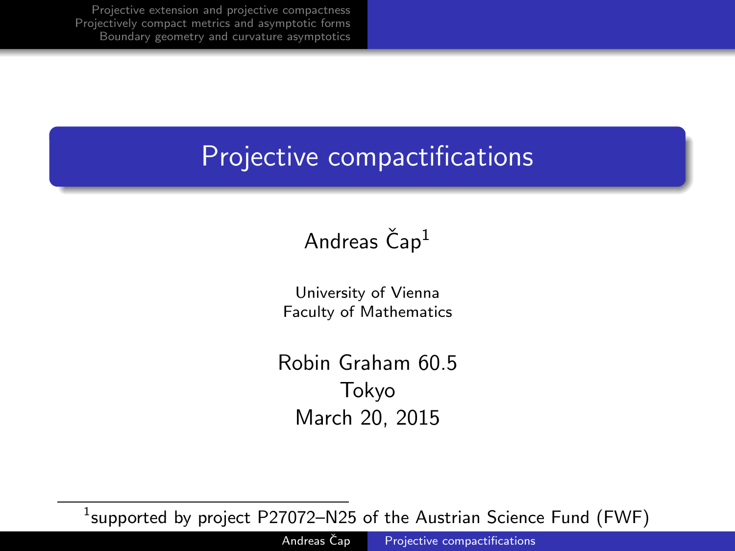# Projective compactifications

Andreas Čap[1]

University of Vienna
Faculty of Mathematics

Robin Graham 60.5
Tokyo
March 20, 2015

[1] supported by project P27072–N25 of the Austrian Science Fund (FWF)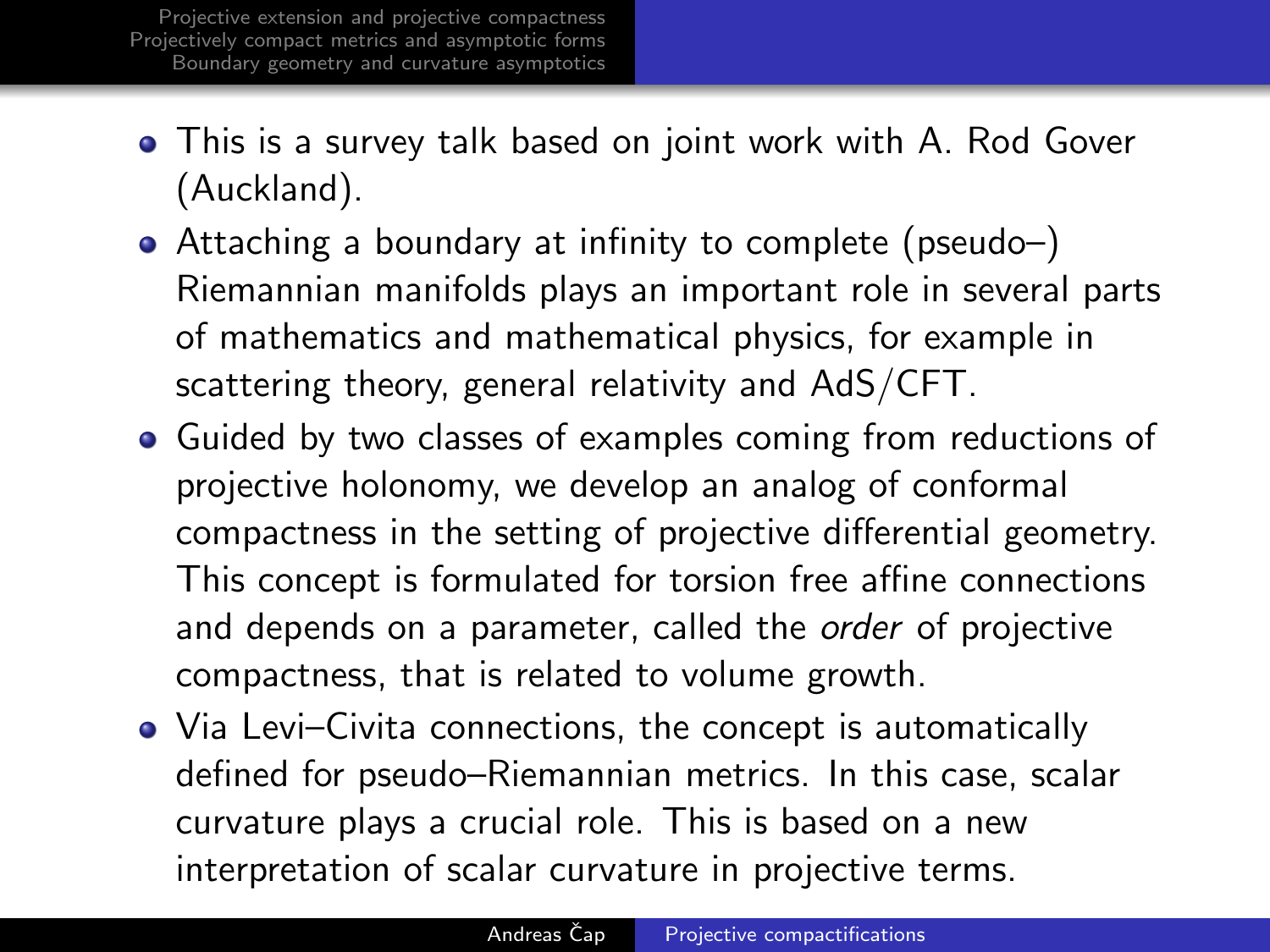- This is a survey talk based on joint work with A. Rod Gover (Auckland).
- Attaching a boundary at infinity to complete (pseudo–) Riemannian manifolds plays an important role in several parts of mathematics and mathematical physics, for example in scattering theory, general relativity and AdS/CFT.
- Guided by two classes of examples coming from reductions of projective holonomy, we develop an analog of conformal compactness in the setting of projective differential geometry. This concept is formulated for torsion free affine connections and depends on a parameter, called the *order* of projective compactness, that is related to volume growth.
- Via Levi–Civita connections, the concept is automatically defined for pseudo–Riemannian metrics. In this case, scalar curvature plays a crucial role. This is based on a new interpretation of scalar curvature in projective terms.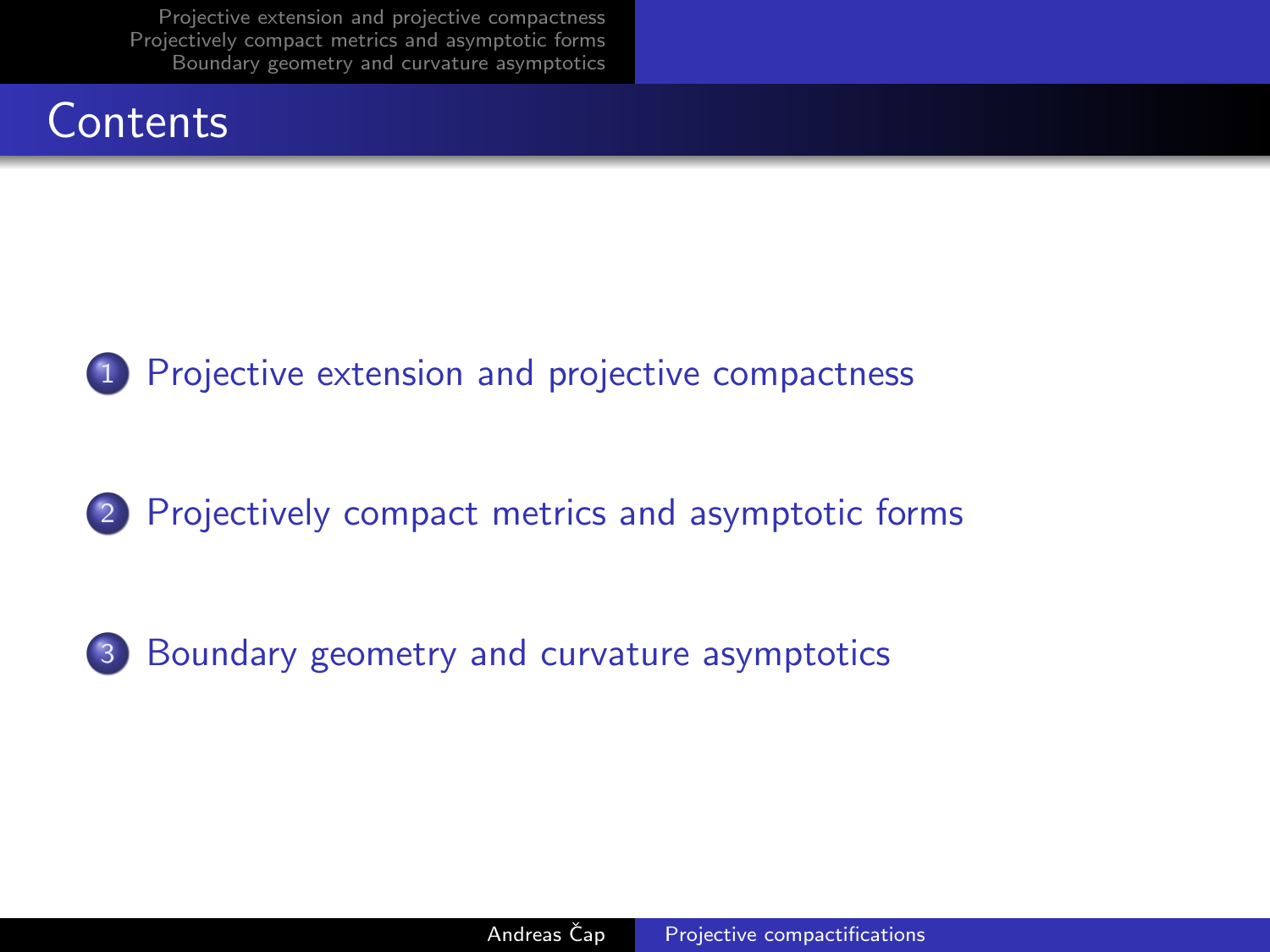# Contents

1. Projective extension and projective compactness
2. Projectively compact metrics and asymptotic forms
3. Boundary geometry and curvature asymptotics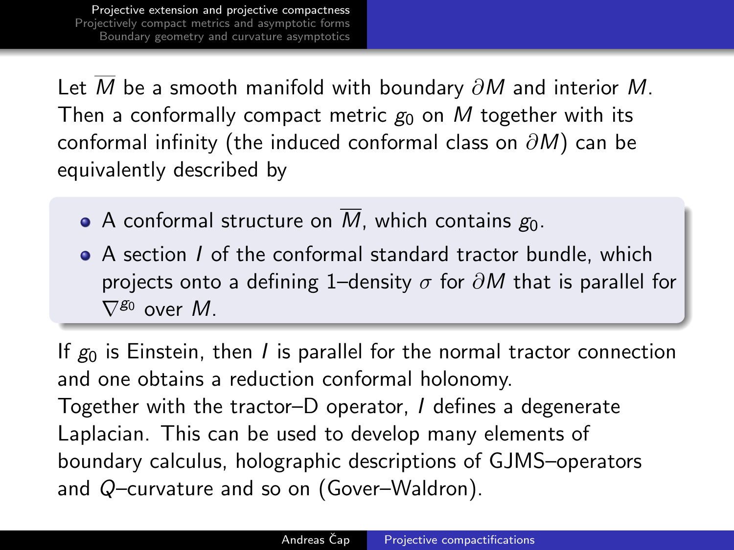Let $\overline{M}$ be a smooth manifold with boundary $\partial M$ and interior $M$. Then a conformally compact metric $g_0$ on $M$ together with its conformal infinity (the induced conformal class on $\partial M$) can be equivalently described by

- A conformal structure on $\overline{M}$, which contains $g_0$.
- A section $I$ of the conformal standard tractor bundle, which projects onto a defining 1–density $\sigma$ for $\partial M$ that is parallel for $\nabla^{g_0}$ over $M$.

If $g_0$ is Einstein, then $I$ is parallel for the normal tractor connection and one obtains a reduction conformal holonomy.
Together with the tractor–D operator, $I$ defines a degenerate Laplacian. This can be used to develop many elements of boundary calculus, holographic descriptions of GJMS–operators and $Q$–curvature and so on (Gover–Waldron).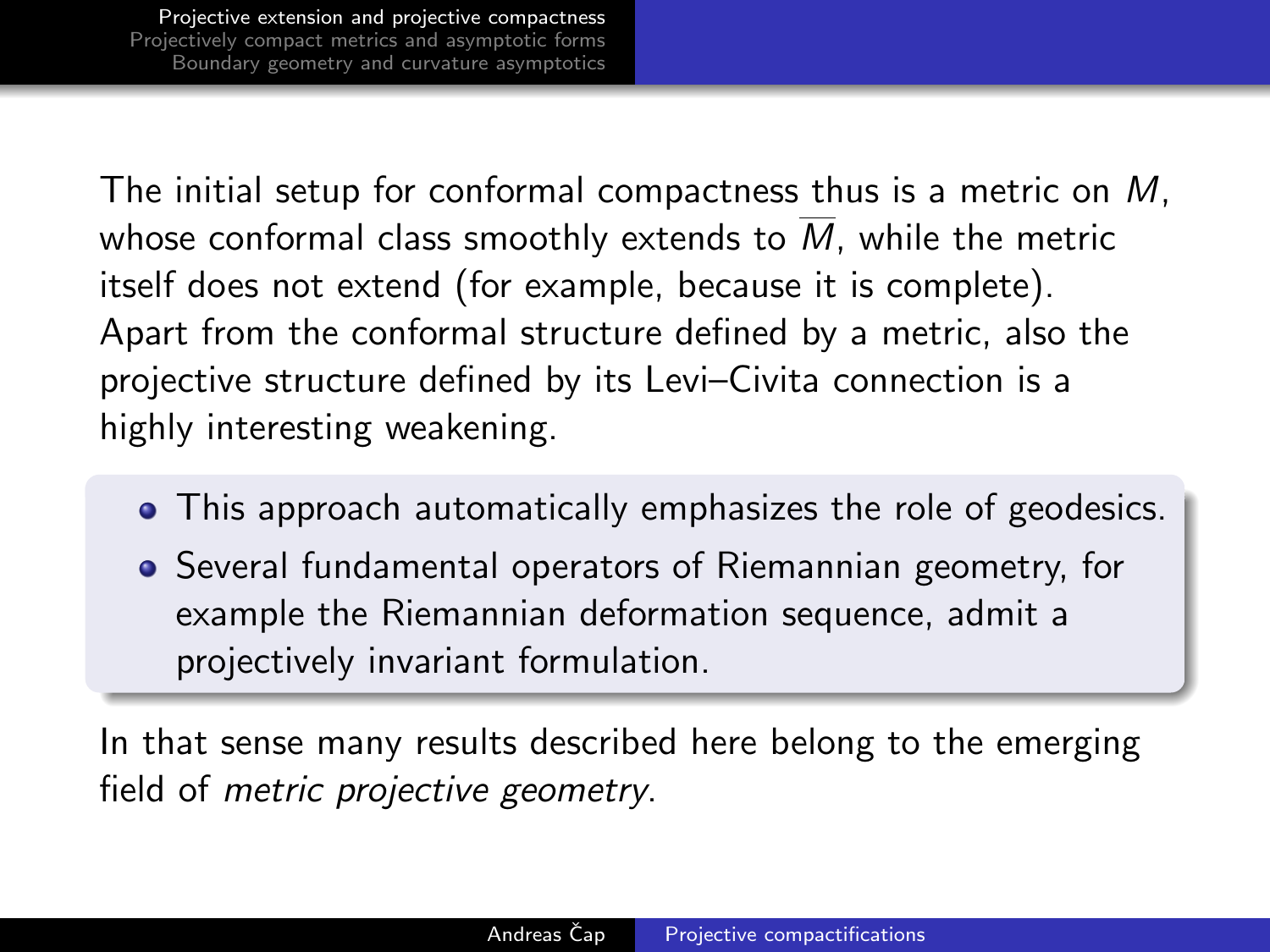The initial setup for conformal compactness thus is a metric on $M$, whose conformal class smoothly extends to $\overline{M}$, while the metric itself does not extend (for example, because it is complete). Apart from the conformal structure defined by a metric, also the projective structure defined by its Levi–Civita connection is a highly interesting weakening.

- This approach automatically emphasizes the role of geodesics.
- Several fundamental operators of Riemannian geometry, for example the Riemannian deformation sequence, admit a projectively invariant formulation.

In that sense many results described here belong to the emerging field of *metric projective geometry*.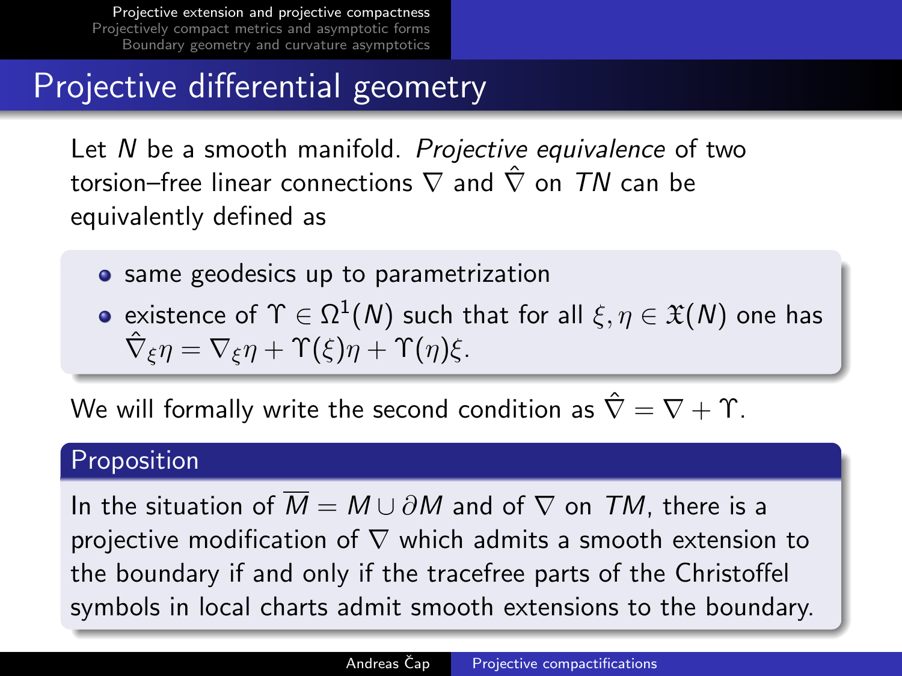## Projective differential geometry

Let $N$ be a smooth manifold. *Projective equivalence* of two torsion–free linear connections $\nabla$ and $\hat{\nabla}$ on $TN$ can be equivalently defined as

- same geodesics up to parametrization
- existence of $\Upsilon \in \Omega^1(N)$ such that for all $\xi, \eta \in \mathfrak{X}(N)$ one has $\hat{\nabla}_\xi \eta = \nabla_\xi \eta + \Upsilon(\xi)\eta + \Upsilon(\eta)\xi$.

We will formally write the second condition as $\hat{\nabla} = \nabla + \Upsilon$.

**Proposition**

In the situation of $\overline{M} = M \cup \partial M$ and of $\nabla$ on $TM$, there is a projective modification of $\nabla$ which admits a smooth extension to the boundary if and only if the tracefree parts of the Christoffel symbols in local charts admit smooth extensions to the boundary.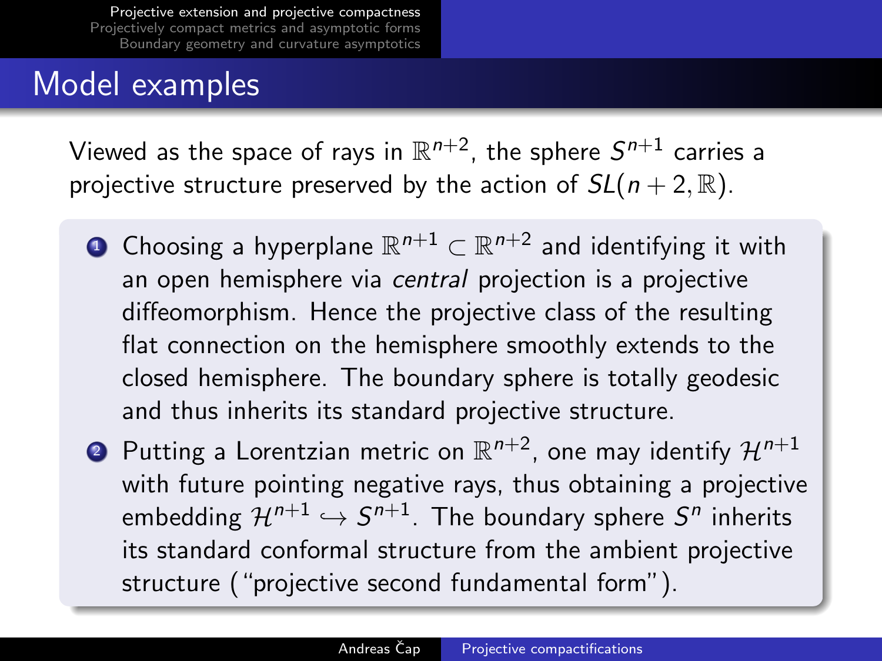## Model examples

Viewed as the space of rays in $\mathbb{R}^{n+2}$, the sphere $S^{n+1}$ carries a projective structure preserved by the action of $SL(n+2,\mathbb{R})$.

1. Choosing a hyperplane $\mathbb{R}^{n+1} \subset \mathbb{R}^{n+2}$ and identifying it with an open hemisphere via *central* projection is a projective diffeomorphism. Hence the projective class of the resulting flat connection on the hemisphere smoothly extends to the closed hemisphere. The boundary sphere is totally geodesic and thus inherits its standard projective structure.
2. Putting a Lorentzian metric on $\mathbb{R}^{n+2}$, one may identify $\mathcal{H}^{n+1}$ with future pointing negative rays, thus obtaining a projective embedding $\mathcal{H}^{n+1} \hookrightarrow S^{n+1}$. The boundary sphere $S^n$ inherits its standard conformal structure from the ambient projective structure ("projective second fundamental form").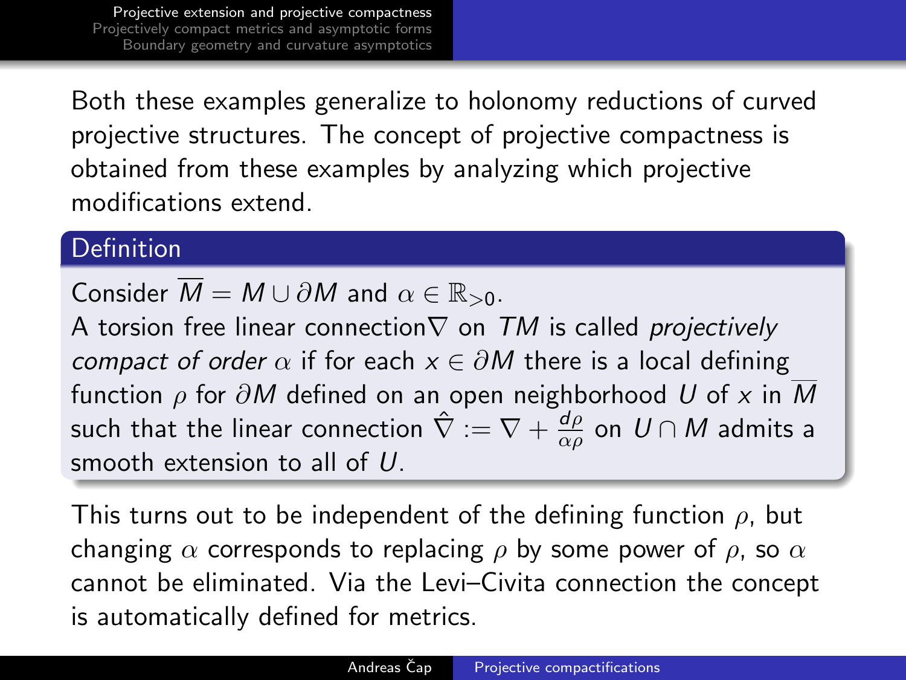Both these examples generalize to holonomy reductions of curved projective structures. The concept of projective compactness is obtained from these examples by analyzing which projective modifications extend.

**Definition**

Consider $\overline{M} = M \cup \partial M$ and $\alpha \in \mathbb{R}_{>0}$.
A torsion free linear connection $\nabla$ on $TM$ is called *projectively compact of order* $\alpha$ if for each $x \in \partial M$ there is a local defining function $\rho$ for $\partial M$ defined on an open neighborhood $U$ of $x$ in $\overline{M}$ such that the linear connection $\hat{\nabla} := \nabla + \frac{d\rho}{\alpha\rho}$ on $U \cap M$ admits a smooth extension to all of $U$.

This turns out to be independent of the defining function $\rho$, but changing $\alpha$ corresponds to replacing $\rho$ by some power of $\rho$, so $\alpha$ cannot be eliminated. Via the Levi–Civita connection the concept is automatically defined for metrics.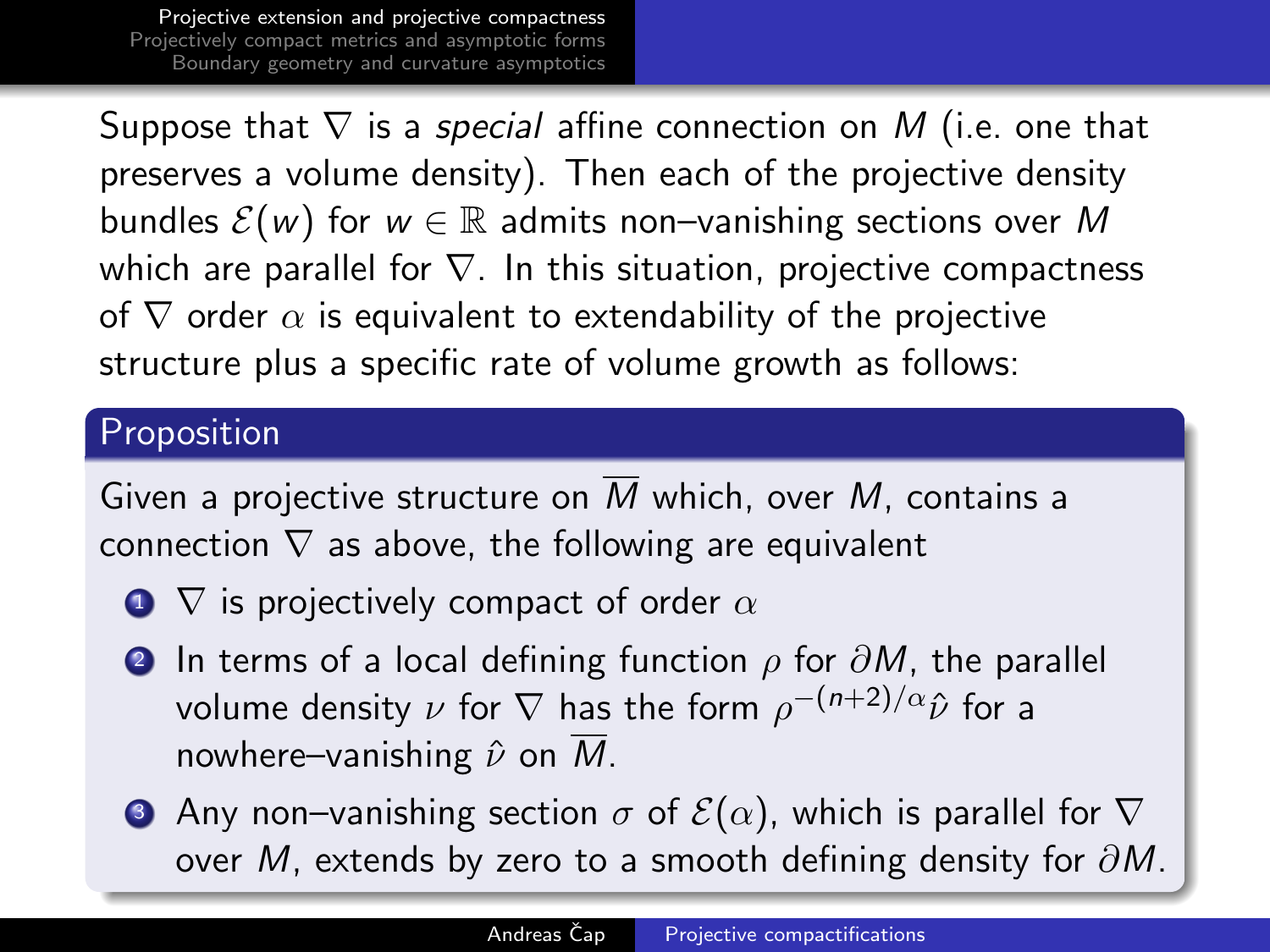Suppose that $\nabla$ is a *special* affine connection on $M$ (i.e. one that preserves a volume density). Then each of the projective density bundles $\mathcal{E}(w)$ for $w \in \mathbb{R}$ admits non–vanishing sections over $M$ which are parallel for $\nabla$. In this situation, projective compactness of $\nabla$ order $\alpha$ is equivalent to extendability of the projective structure plus a specific rate of volume growth as follows:

### Proposition

Given a projective structure on $\overline{M}$ which, over $M$, contains a connection $\nabla$ as above, the following are equivalent

1. $\nabla$ is projectively compact of order $\alpha$
2. In terms of a local defining function $\rho$ for $\partial M$, the parallel volume density $\nu$ for $\nabla$ has the form $\rho^{-(n+2)/\alpha}\hat{\nu}$ for a nowhere–vanishing $\hat{\nu}$ on $\overline{M}$.
3. Any non–vanishing section $\sigma$ of $\mathcal{E}(\alpha)$, which is parallel for $\nabla$ over $M$, extends by zero to a smooth defining density for $\partial M$.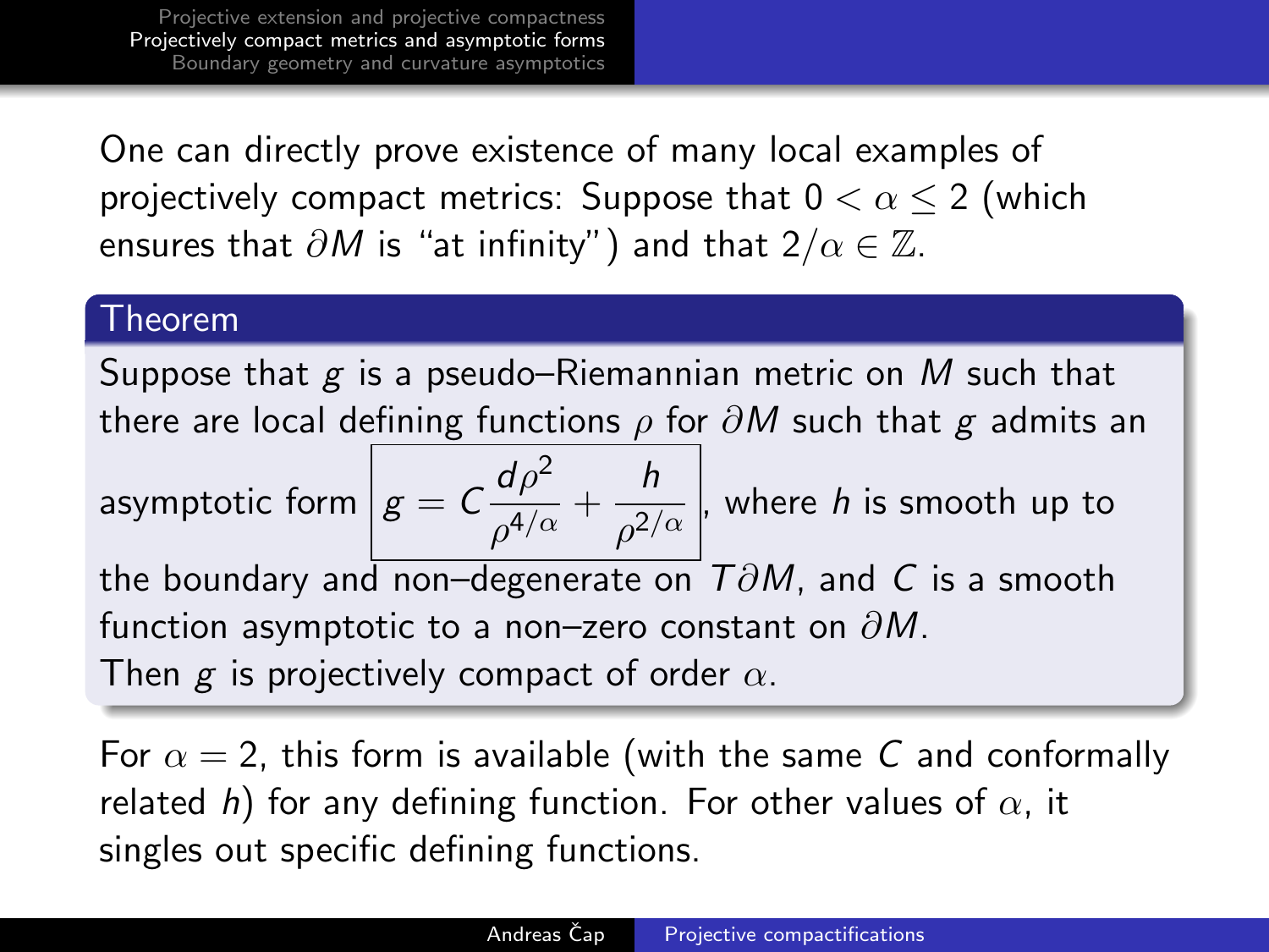One can directly prove existence of many local examples of projectively compact metrics: Suppose that $0 < \alpha \leq 2$ (which ensures that $\partial M$ is "at infinity") and that $2/\alpha \in \mathbb{Z}$.

**Theorem**

Suppose that $g$ is a pseudo–Riemannian metric on $M$ such that there are local defining functions $\rho$ for $\partial M$ such that $g$ admits an asymptotic form $\boxed{g = C\frac{d\rho^2}{\rho^{4/\alpha}} + \frac{h}{\rho^{2/\alpha}}}$, where $h$ is smooth up to the boundary and non–degenerate on $T\partial M$, and $C$ is a smooth function asymptotic to a non–zero constant on $\partial M$.
Then $g$ is projectively compact of order $\alpha$.

For $\alpha = 2$, this form is available (with the same $C$ and conformally related $h$) for any defining function. For other values of $\alpha$, it singles out specific defining functions.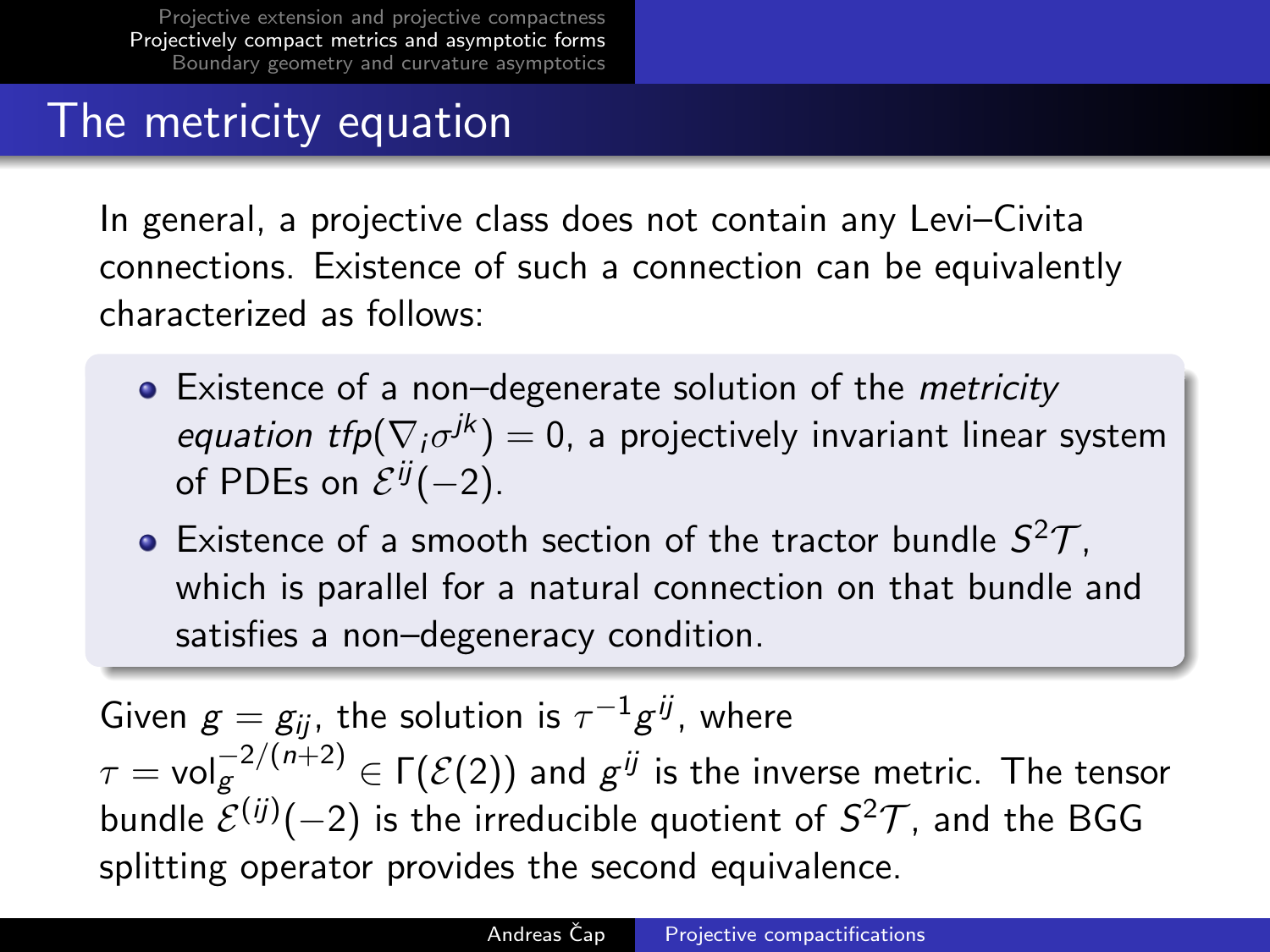# The metricity equation

In general, a projective class does not contain any Levi–Civita connections. Existence of such a connection can be equivalently characterized as follows:

- Existence of a non–degenerate solution of the *metricity equation* $tfp(\nabla_i \sigma^{jk}) = 0$, a projectively invariant linear system of PDEs on $\mathcal{E}^{ij}(-2)$.
- Existence of a smooth section of the tractor bundle $S^2\mathcal{T}$, which is parallel for a natural connection on that bundle and satisfies a non–degeneracy condition.

Given $g = g_{ij}$, the solution is $\tau^{-1} g^{ij}$, where $\tau = \mathrm{vol}_g^{-2/(n+2)} \in \Gamma(\mathcal{E}(2))$ and $g^{ij}$ is the inverse metric. The tensor bundle $\mathcal{E}^{(ij)}(-2)$ is the irreducible quotient of $S^2\mathcal{T}$, and the BGG splitting operator provides the second equivalence.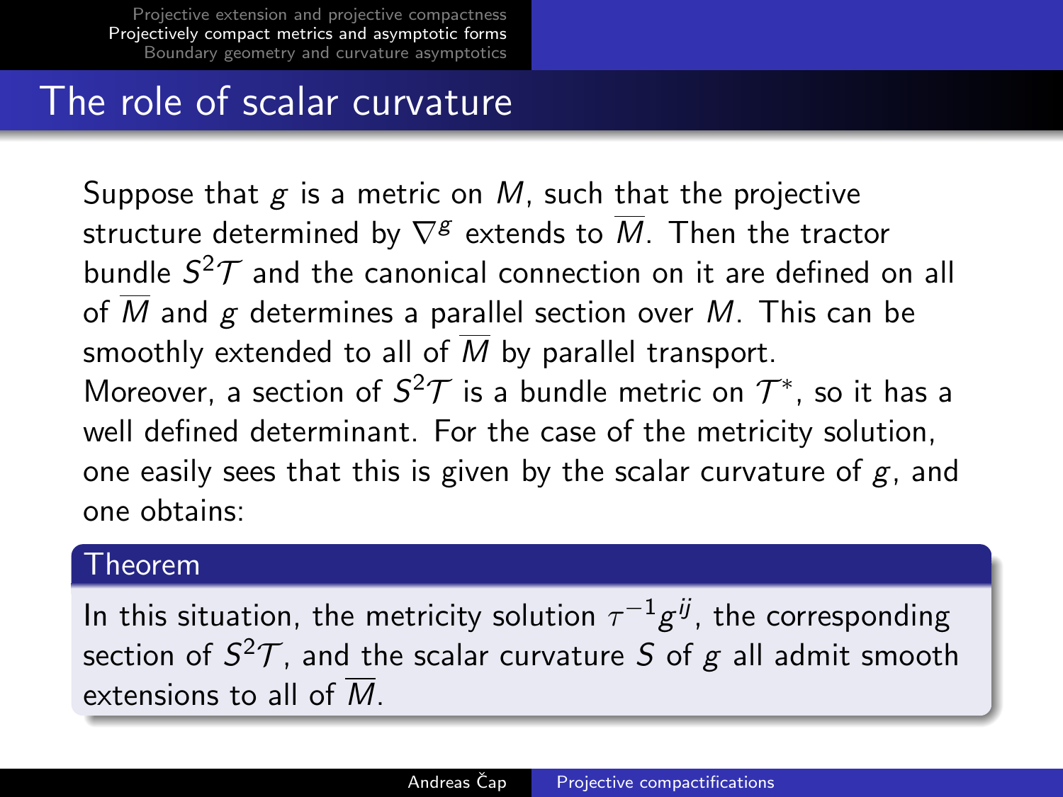## The role of scalar curvature

Suppose that $g$ is a metric on $M$, such that the projective structure determined by $\nabla^g$ extends to $\overline{M}$. Then the tractor bundle $S^2\mathcal{T}$ and the canonical connection on it are defined on all of $\overline{M}$ and $g$ determines a parallel section over $M$. This can be smoothly extended to all of $\overline{M}$ by parallel transport.

Moreover, a section of $S^2\mathcal{T}$ is a bundle metric on $\mathcal{T}^*$, so it has a well defined determinant. For the case of the metricity solution, one easily sees that this is given by the scalar curvature of $g$, and one obtains:

**Theorem**

In this situation, the metricity solution $\tau^{-1}g^{ij}$, the corresponding section of $S^2\mathcal{T}$, and the scalar curvature $S$ of $g$ all admit smooth extensions to all of $\overline{M}$.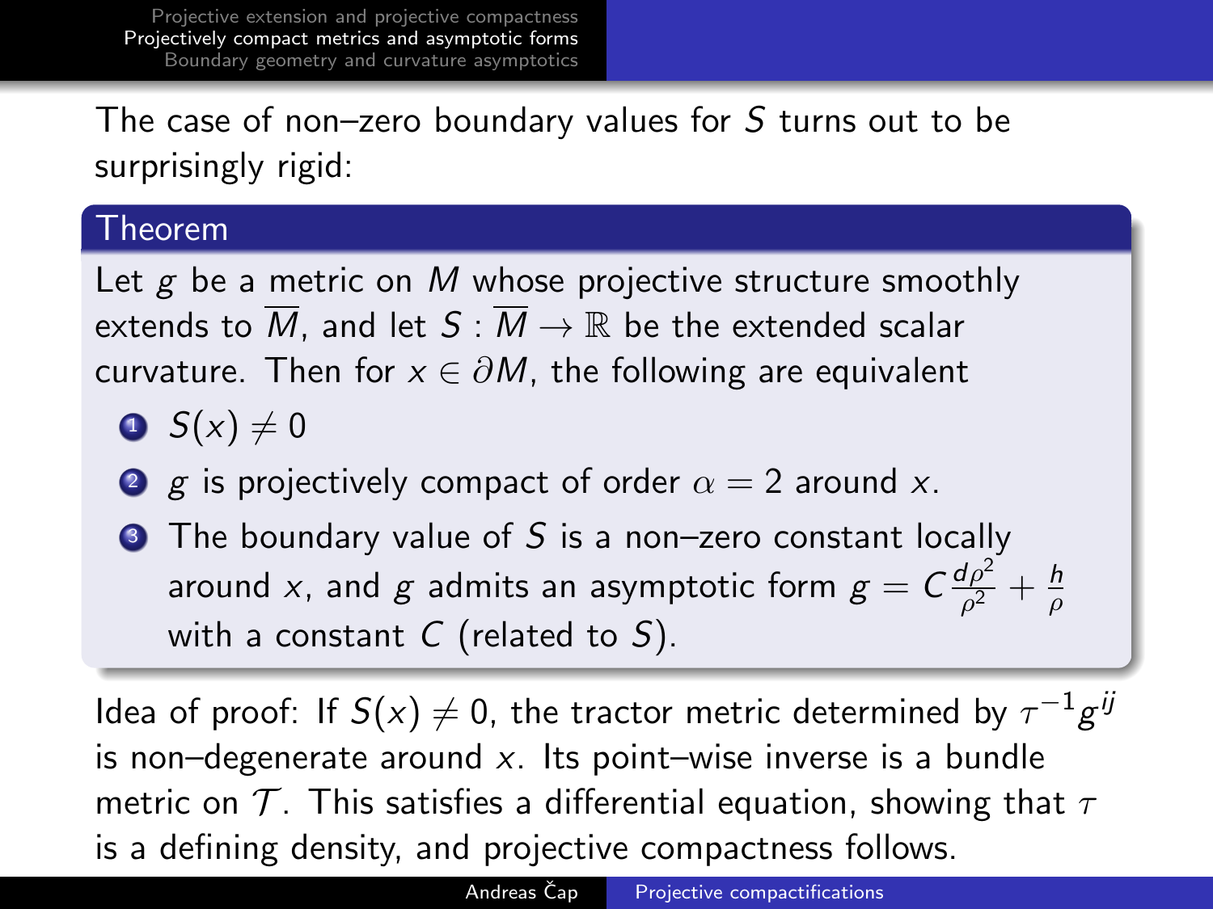The case of non–zero boundary values for $S$ turns out to be surprisingly rigid:

**Theorem**

Let $g$ be a metric on $M$ whose projective structure smoothly extends to $\overline{M}$, and let $S : \overline{M} \to \mathbb{R}$ be the extended scalar curvature. Then for $x \in \partial M$, the following are equivalent

1. $S(x) \neq 0$
2. $g$ is projectively compact of order $\alpha = 2$ around $x$.
3. The boundary value of $S$ is a non–zero constant locally around $x$, and $g$ admits an asymptotic form $g = C\frac{d\rho^2}{\rho^2} + \frac{h}{\rho}$ with a constant $C$ (related to $S$).

Idea of proof: If $S(x) \neq 0$, the tractor metric determined by $\tau^{-1}g^{ij}$ is non–degenerate around $x$. Its point–wise inverse is a bundle metric on $\mathcal{T}$. This satisfies a differential equation, showing that $\tau$ is a defining density, and projective compactness follows.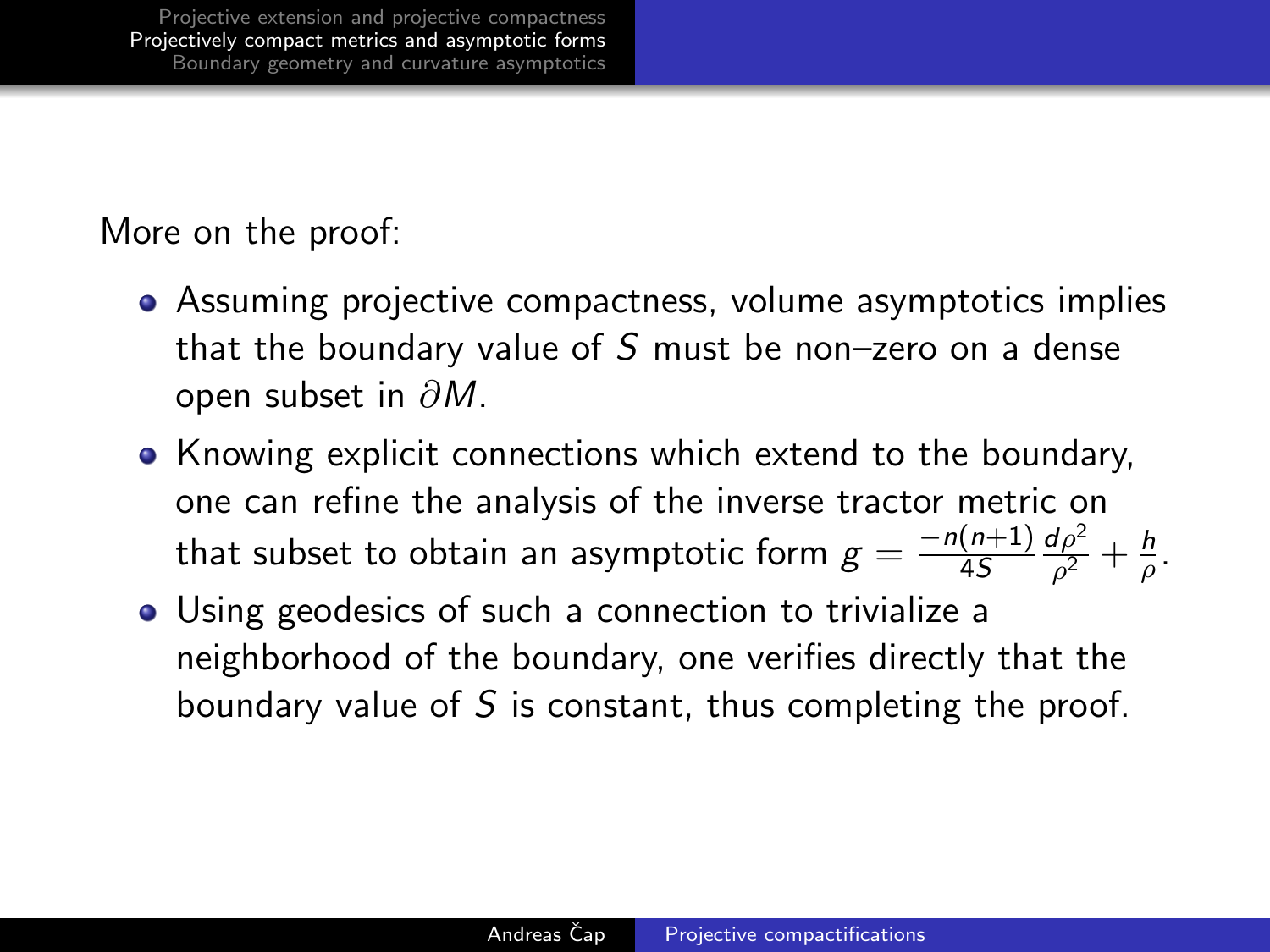More on the proof:

- Assuming projective compactness, volume asymptotics implies that the boundary value of $S$ must be non–zero on a dense open subset in $\partial M$.
- Knowing explicit connections which extend to the boundary, one can refine the analysis of the inverse tractor metric on that subset to obtain an asymptotic form $g = \frac{-n(n+1)}{4S} \frac{d\rho^2}{\rho^2} + \frac{h}{\rho}$.
- Using geodesics of such a connection to trivialize a neighborhood of the boundary, one verifies directly that the boundary value of $S$ is constant, thus completing the proof.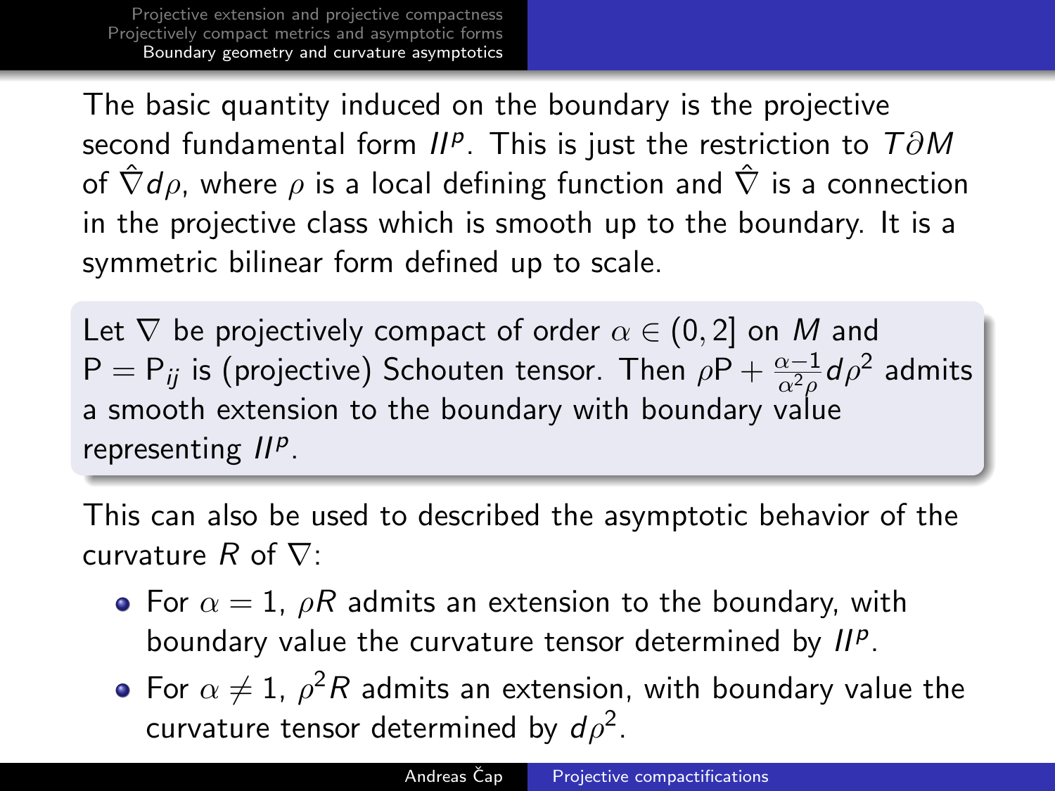The basic quantity induced on the boundary is the projective second fundamental form $II^p$. This is just the restriction to $T\partial M$ of $\hat{\nabla} d\rho$, where $\rho$ is a local defining function and $\hat{\nabla}$ is a connection in the projective class which is smooth up to the boundary. It is a symmetric bilinear form defined up to scale.

> Let $\nabla$ be projectively compact of order $\alpha \in (0, 2]$ on $M$ and $\mathsf{P} = \mathsf{P}_{ij}$ is (projective) Schouten tensor. Then $\rho \mathsf{P} + \frac{\alpha - 1}{\alpha^2 \rho} d\rho^2$ admits a smooth extension to the boundary with boundary value representing $II^p$.

This can also be used to described the asymptotic behavior of the curvature $R$ of $\nabla$:

- For $\alpha = 1$, $\rho R$ admits an extension to the boundary, with boundary value the curvature tensor determined by $II^p$.
- For $\alpha \neq 1$, $\rho^2 R$ admits an extension, with boundary value the curvature tensor determined by $d\rho^2$.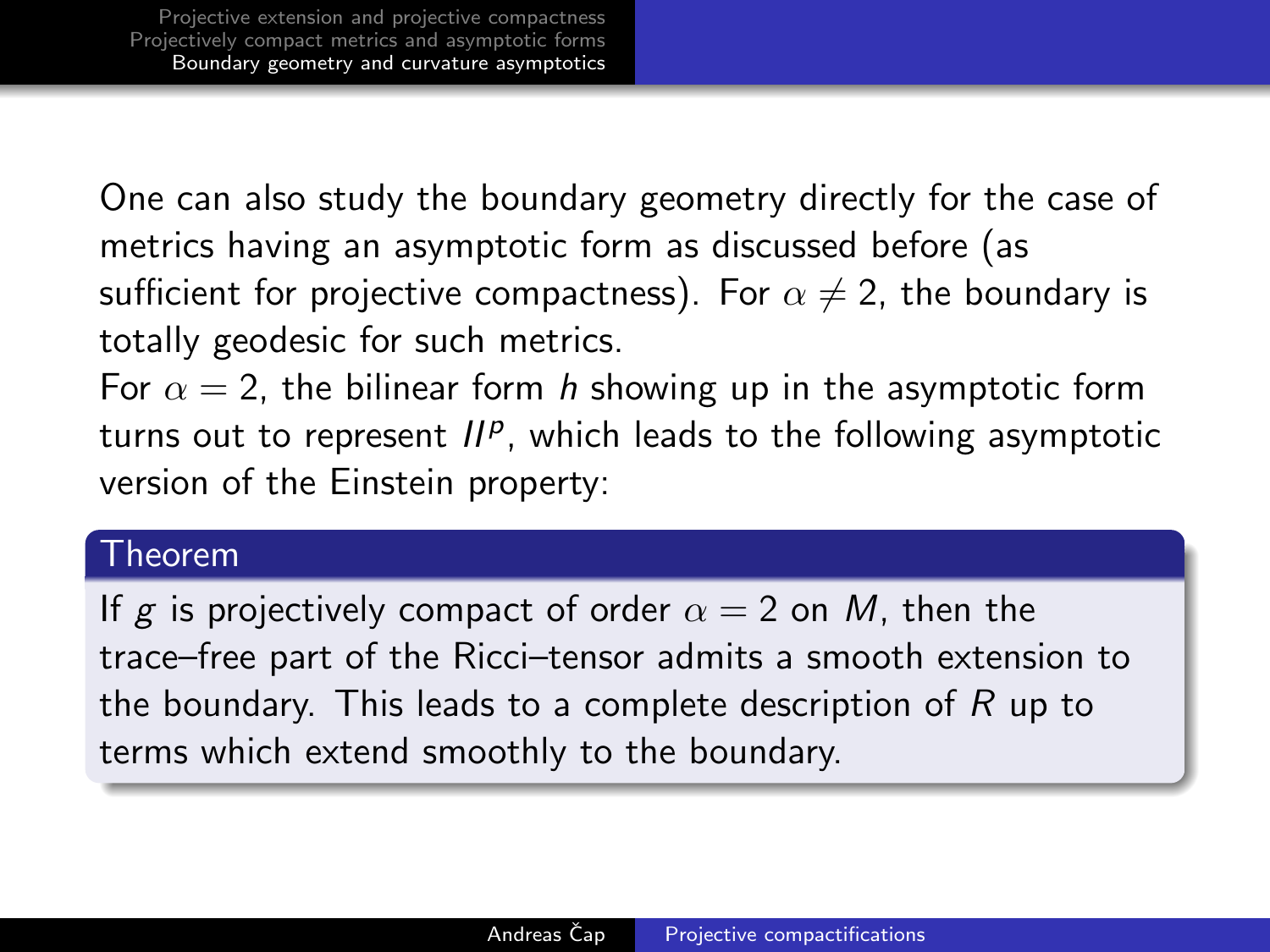One can also study the boundary geometry directly for the case of metrics having an asymptotic form as discussed before (as sufficient for projective compactness). For $\alpha \neq 2$, the boundary is totally geodesic for such metrics.

For $\alpha = 2$, the bilinear form $h$ showing up in the asymptotic form turns out to represent $II^p$, which leads to the following asymptotic version of the Einstein property:

**Theorem**

If $g$ is projectively compact of order $\alpha = 2$ on $M$, then the trace–free part of the Ricci–tensor admits a smooth extension to the boundary. This leads to a complete description of $R$ up to terms which extend smoothly to the boundary.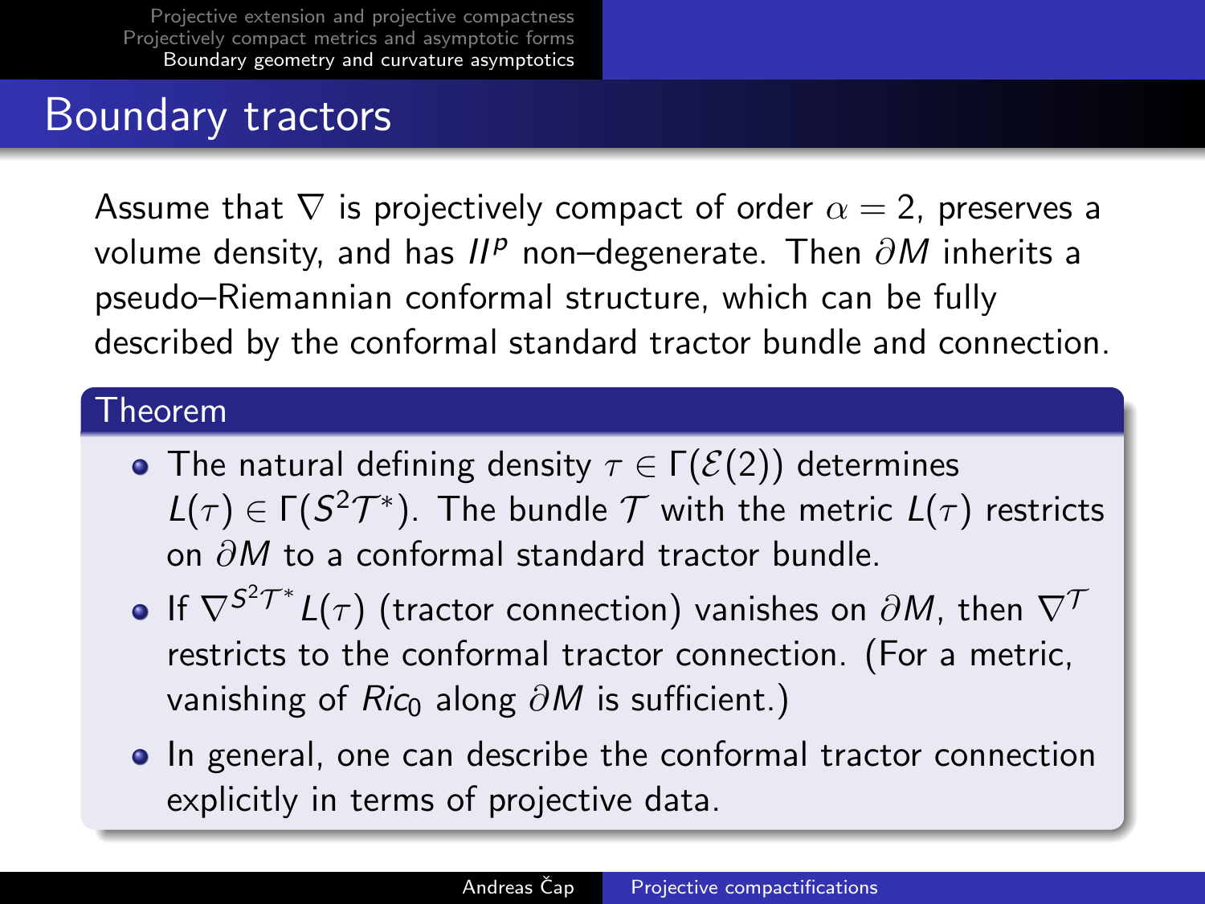## Boundary tractors

Assume that $\nabla$ is projectively compact of order $\alpha = 2$, preserves a volume density, and has $II^p$ non–degenerate. Then $\partial M$ inherits a pseudo–Riemannian conformal structure, which can be fully described by the conformal standard tractor bundle and connection.

### Theorem

- The natural defining density $\tau \in \Gamma(\mathcal{E}(2))$ determines $L(\tau) \in \Gamma(S^2\mathcal{T}^*)$. The bundle $\mathcal{T}$ with the metric $L(\tau)$ restricts on $\partial M$ to a conformal standard tractor bundle.
- If $\nabla^{S^2\mathcal{T}^*} L(\tau)$ (tractor connection) vanishes on $\partial M$, then $\nabla^{\mathcal{T}}$ restricts to the conformal tractor connection. (For a metric, vanishing of $Ric_0$ along $\partial M$ is sufficient.)
- In general, one can describe the conformal tractor connection explicitly in terms of projective data.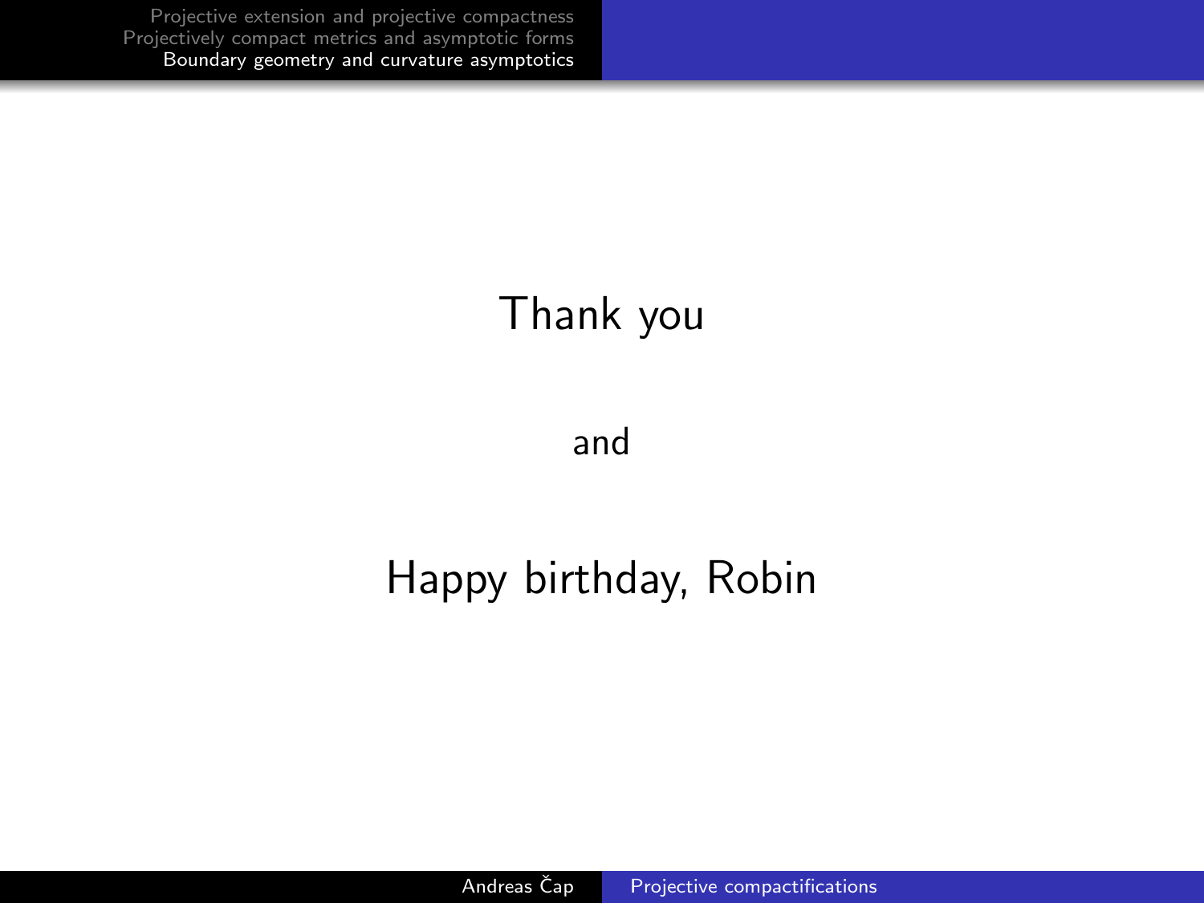Thank you

and

Happy birthday, Robin